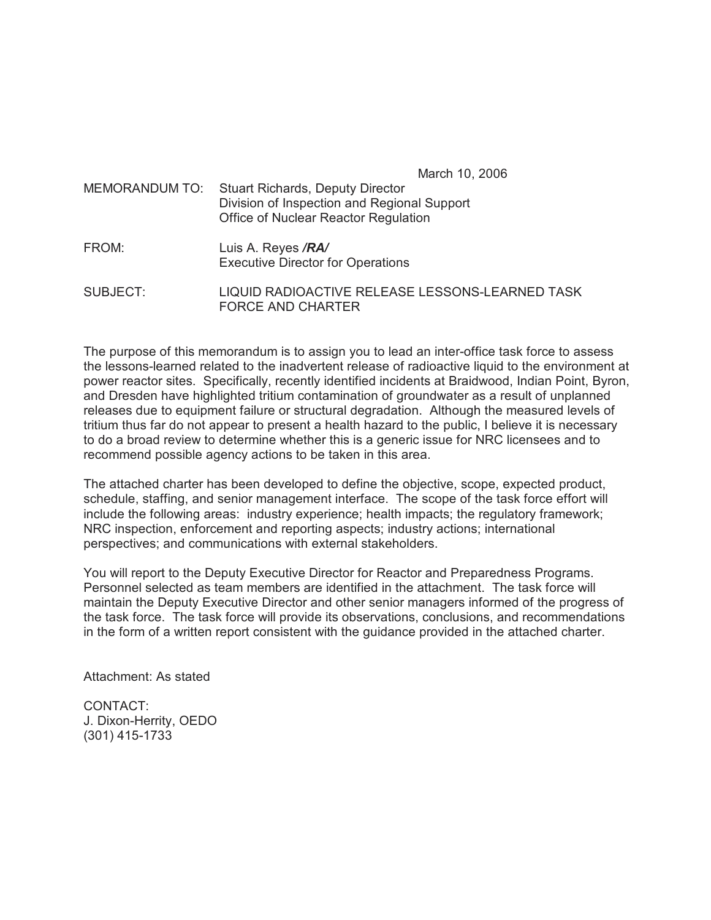March 10, 2006

MEMORANDUM TO: Stuart Richards, Deputy Director
Division of Inspection and Regional Support
Office of Nuclear Reactor Regulation

FROM: Luis A. Reyes ***/RA/***
Executive Director for Operations

SUBJECT: LIQUID RADIOACTIVE RELEASE LESSONS-LEARNED TASK FORCE AND CHARTER

The purpose of this memorandum is to assign you to lead an inter-office task force to assess the lessons-learned related to the inadvertent release of radioactive liquid to the environment at power reactor sites. Specifically, recently identified incidents at Braidwood, Indian Point, Byron, and Dresden have highlighted tritium contamination of groundwater as a result of unplanned releases due to equipment failure or structural degradation. Although the measured levels of tritium thus far do not appear to present a health hazard to the public, I believe it is necessary to do a broad review to determine whether this is a generic issue for NRC licensees and to recommend possible agency actions to be taken in this area.

The attached charter has been developed to define the objective, scope, expected product, schedule, staffing, and senior management interface. The scope of the task force effort will include the following areas: industry experience; health impacts; the regulatory framework; NRC inspection, enforcement and reporting aspects; industry actions; international perspectives; and communications with external stakeholders.

You will report to the Deputy Executive Director for Reactor and Preparedness Programs. Personnel selected as team members are identified in the attachment. The task force will maintain the Deputy Executive Director and other senior managers informed of the progress of the task force. The task force will provide its observations, conclusions, and recommendations in the form of a written report consistent with the guidance provided in the attached charter.

Attachment: As stated

CONTACT:
J. Dixon-Herrity, OEDO
(301) 415-1733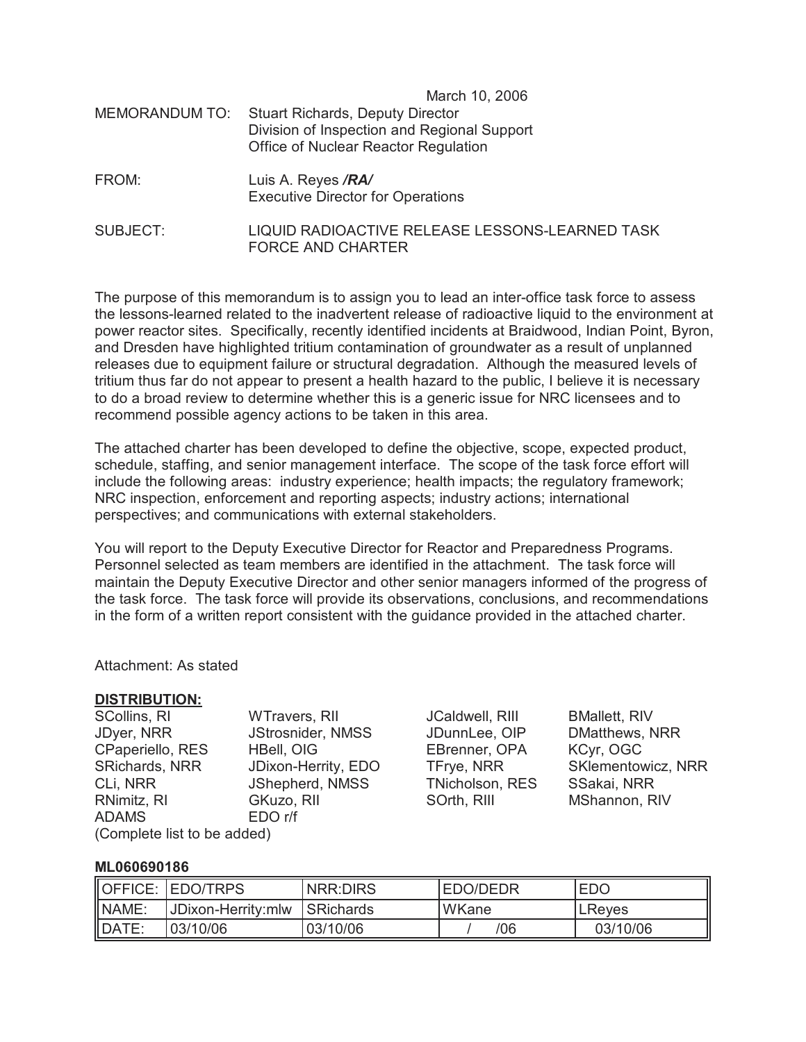March 10, 2006

MEMORANDUM TO: Stuart Richards, Deputy Director
Division of Inspection and Regional Support
Office of Nuclear Reactor Regulation

FROM: Luis A. Reyes ***/RA/***
Executive Director for Operations

SUBJECT: LIQUID RADIOACTIVE RELEASE LESSONS-LEARNED TASK FORCE AND CHARTER

The purpose of this memorandum is to assign you to lead an inter-office task force to assess the lessons-learned related to the inadvertent release of radioactive liquid to the environment at power reactor sites. Specifically, recently identified incidents at Braidwood, Indian Point, Byron, and Dresden have highlighted tritium contamination of groundwater as a result of unplanned releases due to equipment failure or structural degradation. Although the measured levels of tritium thus far do not appear to present a health hazard to the public, I believe it is necessary to do a broad review to determine whether this is a generic issue for NRC licensees and to recommend possible agency actions to be taken in this area.

The attached charter has been developed to define the objective, scope, expected product, schedule, staffing, and senior management interface. The scope of the task force effort will include the following areas: industry experience; health impacts; the regulatory framework; NRC inspection, enforcement and reporting aspects; industry actions; international perspectives; and communications with external stakeholders.

You will report to the Deputy Executive Director for Reactor and Preparedness Programs. Personnel selected as team members are identified in the attachment. The task force will maintain the Deputy Executive Director and other senior managers informed of the progress of the task force. The task force will provide its observations, conclusions, and recommendations in the form of a written report consistent with the guidance provided in the attached charter.

Attachment: As stated

**DISTRIBUTION:**

| | | | |
|---|---|---|---|
| SCollins, RI | WTravers, RII | JCaldwell, RIII | BMallett, RIV |
| JDyer, NRR | JStrosnider, NMSS | JDunnLee, OIP | DMatthews, NRR |
| CPaperiello, RES | HBell, OIG | EBrenner, OPA | KCyr, OGC |
| SRichards, NRR | JDixon-Herrity, EDO | TFrye, NRR | SKlementowicz, NRR |
| CLi, NRR | JShepherd, NMSS | TNicholson, RES | SSakai, NRR |
| RNimitz, RI | GKuzo, RII | SOrth, RIII | MShannon, RIV |
| ADAMS | EDO r/f | | |

(Complete list to be added)

**ML060690186**

| OFFICE: | EDO/TRPS | NRR:DIRS | EDO/DEDR | EDO |
|---|---|---|---|---|
| NAME: | JDixon-Herrity:mlw | SRichards | WKane | LReyes |
| DATE: | 03/10/06 | 03/10/06 | / /06 | 03/10/06 |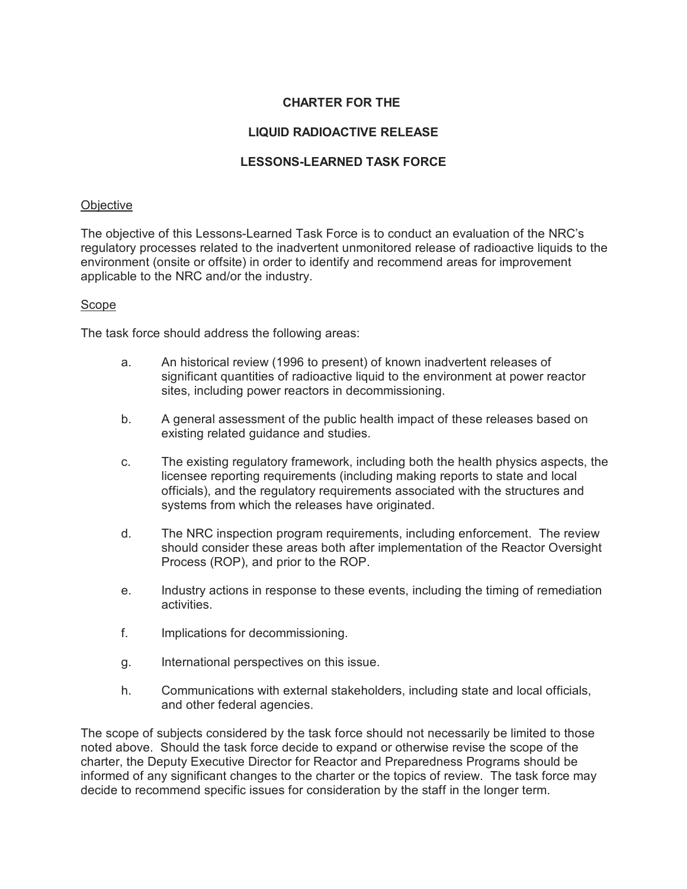# CHARTER FOR THE

# LIQUID RADIOACTIVE RELEASE

# LESSONS-LEARNED TASK FORCE

## Objective

The objective of this Lessons-Learned Task Force is to conduct an evaluation of the NRC's regulatory processes related to the inadvertent unmonitored release of radioactive liquids to the environment (onsite or offsite) in order to identify and recommend areas for improvement applicable to the NRC and/or the industry.

## Scope

The task force should address the following areas:

a. An historical review (1996 to present) of known inadvertent releases of significant quantities of radioactive liquid to the environment at power reactor sites, including power reactors in decommissioning.

b. A general assessment of the public health impact of these releases based on existing related guidance and studies.

c. The existing regulatory framework, including both the health physics aspects, the licensee reporting requirements (including making reports to state and local officials), and the regulatory requirements associated with the structures and systems from which the releases have originated.

d. The NRC inspection program requirements, including enforcement. The review should consider these areas both after implementation of the Reactor Oversight Process (ROP), and prior to the ROP.

e. Industry actions in response to these events, including the timing of remediation activities.

f. Implications for decommissioning.

g. International perspectives on this issue.

h. Communications with external stakeholders, including state and local officials, and other federal agencies.

The scope of subjects considered by the task force should not necessarily be limited to those noted above. Should the task force decide to expand or otherwise revise the scope of the charter, the Deputy Executive Director for Reactor and Preparedness Programs should be informed of any significant changes to the charter or the topics of review. The task force may decide to recommend specific issues for consideration by the staff in the longer term.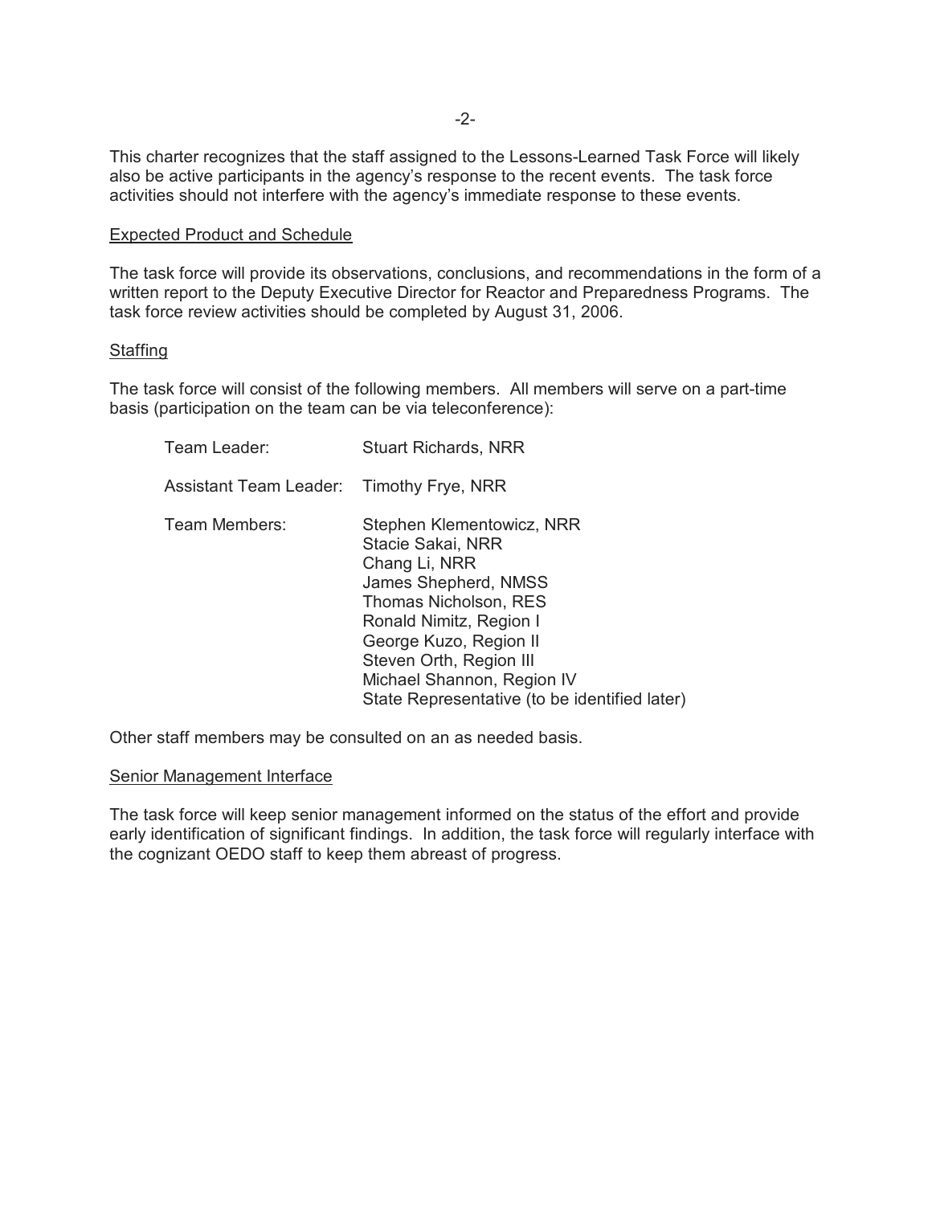This charter recognizes that the staff assigned to the Lessons-Learned Task Force will likely also be active participants in the agency's response to the recent events. The task force activities should not interfere with the agency's immediate response to these events.

Expected Product and Schedule

The task force will provide its observations, conclusions, and recommendations in the form of a written report to the Deputy Executive Director for Reactor and Preparedness Programs. The task force review activities should be completed by August 31, 2006.

Staffing

The task force will consist of the following members. All members will serve on a part-time basis (participation on the team can be via teleconference):

| | |
|---|---|
| Team Leader: | Stuart Richards, NRR |
| Assistant Team Leader: | Timothy Frye, NRR |
| Team Members: | Stephen Klementowicz, NRR<br>Stacie Sakai, NRR<br>Chang Li, NRR<br>James Shepherd, NMSS<br>Thomas Nicholson, RES<br>Ronald Nimitz, Region I<br>George Kuzo, Region II<br>Steven Orth, Region III<br>Michael Shannon, Region IV<br>State Representative (to be identified later) |

Other staff members may be consulted on an as needed basis.

Senior Management Interface

The task force will keep senior management informed on the status of the effort and provide early identification of significant findings. In addition, the task force will regularly interface with the cognizant OEDO staff to keep them abreast of progress.